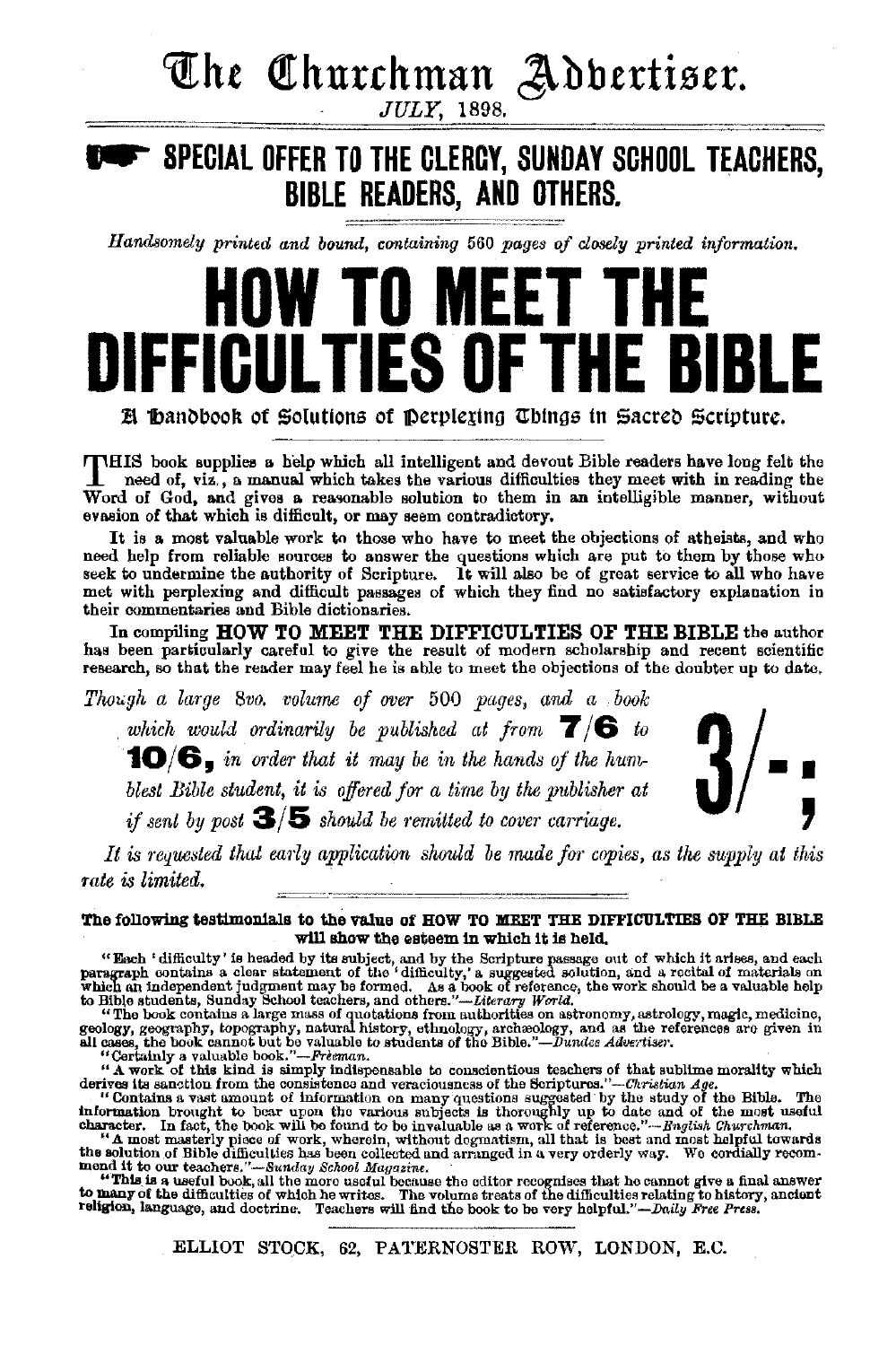# The Churchman Advertiser.

*JULY*, 1898.

## ☞ SPECIAL OFFER TO THE CLERGY, SUNDAY SCHOOL TEACHERS, BIBLE READERS, AND OTHERS.

*Handsomely printed and bound, containing 560 pages of closely printed information.*

# HOW TO MEET THE DIFFICULTIES OF THE BIBLE

### A Handbook of Solutions of Perplexing Things in Sacred Scripture.

THIS book supplies a help which all intelligent and devout Bible readers have long felt the need of, viz., a manual which takes the various difficulties they meet with in reading the Word of God, and gives a reasonable solution to them in an intelligible manner, without evasion of that which is difficult, or may seem contradictory.

It is a most valuable work to those who have to meet the objections of atheists, and who need help from reliable sources to answer the questions which are put to them by those who seek to undermine the authority of Scripture. It will also be of great service to all who have met with perplexing and difficult passages of which they find no satisfactory explanation in their commentaries and Bible dictionaries.

In compiling **HOW TO MEET THE DIFFICULTIES OF THE BIBLE** the author has been particularly careful to give the result of modern scholarship and recent scientific research, so that the reader may feel he is able to meet the objections of the doubter up to date.

*Though a large 8vo. volume of over 500 pages, and a book which would ordinarily be published at from* **7/6** *to* **10/6**, *in order that it may be in the hands of the humblest Bible student, it is offered for a time by the publisher at* **3/-;** *if sent by post* **3/5** *should be remitted to cover carriage.*

*It is requested that early application should be made for copies, as the supply at this rate is limited.*

**The following testimonials to the value of HOW TO MEET THE DIFFICULTIES OF THE BIBLE will show the esteem in which it is held.**

"Each 'difficulty' is headed by its subject, and by the Scripture passage out of which it arises, and each paragraph contains a clear statement of the 'difficulty,' a suggested solution, and a recital of materials on which an independent judgment may be formed. As a book of reference, the work should be a valuable help to Bible students, Sunday School teachers, and others."—*Literary World.*

"The book contains a large mass of quotations from authorities on astronomy, astrology, magic, medicine, geology, geography, topography, natural history, ethnology, archæology, and as the references are given in all cases, the book cannot but be valuable to students of the Bible."—*Dundee Advertiser.*

"Certainly a valuable book."—*Freeman.*

"A work of this kind is simply indispensable to conscientious teachers of that sublime morality which derives its sanction from the consistence and veraciousness of the Scriptures."—*Christian Age.*

"Contains a vast amount of information on many questions suggested by the study of the Bible. The information brought to bear upon the various subjects is thoroughly up to date and of the most useful character. In fact, the book will be found to be invaluable as a work of reference."—*English Churchman.*

"A most masterly piece of work, wherein, without dogmatism, all that is best and most helpful towards the solution of Bible difficulties has been collected and arranged in a very orderly way. We cordially recommend it to our teachers."—*Sunday School Magazine.*

"This is a useful book, all the more useful because the editor recognises that he cannot give a final answer to many of the difficulties of which he writes. The volume treats of the difficulties relating to history, ancient religion, language, and doctrine. Teachers will find the book to be very helpful."—*Daily Free Press.*

ELLIOT STOCK, 62, PATERNOSTER ROW, LONDON, E.C.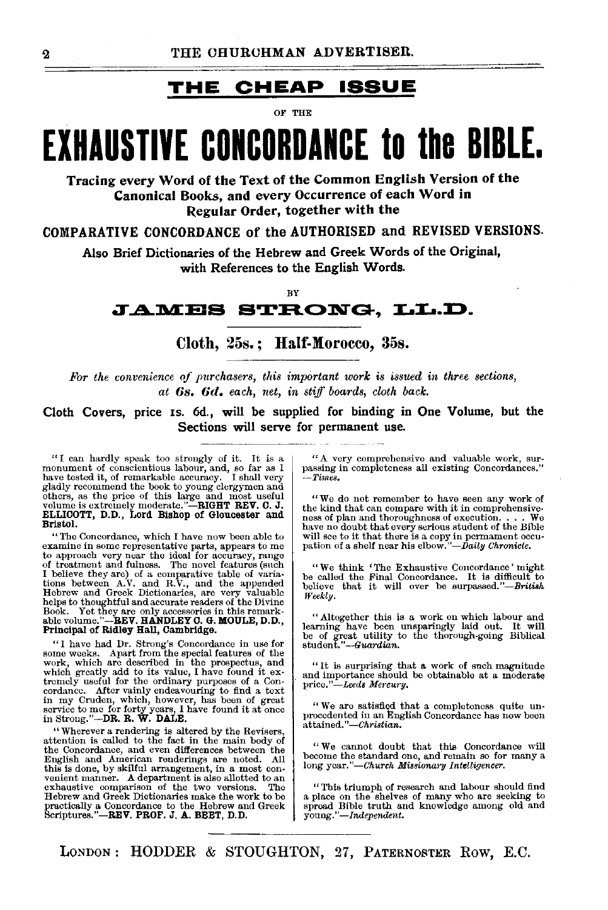# THE CHEAP ISSUE

OF THE

# EXHAUSTIVE CONCORDANCE to the BIBLE.

**Tracing every Word of the Text of the Common English Version of the Canonical Books, and every Occurrence of each Word in Regular Order, together with the**

**COMPARATIVE CONCORDANCE of the AUTHORISED and REVISED VERSIONS.**

**Also Brief Dictionaries of the Hebrew and Greek Words of the Original, with References to the English Words.**

BY

## JAMES STRONG, LL.D.

**Cloth, 25s.; Half-Morocco, 35s.**

*For the convenience of purchasers, this important work is issued in three sections, at* **6s. 6d.** *each, net, in stiff boards, cloth back.*

**Cloth Covers, price 1s. 6d., will be supplied for binding in One Volume, but the Sections will serve for permanent use.**

---

"I can hardly speak too strongly of it. It is a monument of conscientious labour, and, so far as I have tested it, of remarkable accuracy. I shall very gladly recommend the book to young clergymen and others, as the price of this large and most useful volume is extremely moderate."—**RIGHT REV. C. J. ELLICOTT, D.D., Lord Bishop of Gloucester and Bristol.**

"The Concordance, which I have now been able to examine in some representative parts, appears to me to approach very near the ideal for accuracy, range of treatment and fulness. The novel features (such I believe they are) of a comparative table of variations between A.V. and R.V., and the appended Hebrew and Greek Dictionaries, are very valuable helps to thoughtful and accurate readers of the Divine Book. Yet they are only accessories in this remarkable volume."—**REV. HANDLEY C. G. MOULE, D.D., Principal of Ridley Hall, Cambridge.**

"I have had Dr. Strong's Concordance in use for some weeks. Apart from the special features of the work, which are described in the prospectus, and which greatly add to its value, I have found it extremely useful for the ordinary purposes of a Concordance. After vainly endeavouring to find a text in my Cruden, which, however, has been of great service to me for forty years, I have found it at once in Strong."—**DR. R. W. DALE.**

"Wherever a rendering is altered by the Revisers, attention is called to the fact in the main body of the Concordance, and even differences between the English and American renderings are noted. All this is done, by skilful arrangement, in a most convenient manner. A department is also allotted to an exhaustive comparison of the two versions. The Hebrew and Greek Dictionaries make the work to be practically a Concordance to the Hebrew and Greek Scriptures."—**REV. PROF. J. A. BEET, D.D.**

"A very comprehensive and valuable work, surpassing in completeness all existing Concordances."—*Times.*

"We do not remember to have seen any work of the kind that can compare with it in comprehensiveness of plan and thoroughness of execution. . . . We have no doubt that every serious student of the Bible will see to it that there is a copy in permanent occupation of a shelf near his elbow."—*Daily Chronicle.*

"We think 'The Exhaustive Concordance' might be called the Final Concordance. It is difficult to believe that it will ever be surpassed."—*British Weekly.*

"Altogether this is a work on which labour and learning have been unsparingly laid out. It will be of great utility to the thorough-going Biblical student."—*Guardian.*

"It is surprising that a work of such magnitude and importance should be obtainable at a moderate price."—*Leeds Mercury.*

"We are satisfied that a completeness quite unprecedented in an English Concordance has now been attained."—*Christian.*

"We cannot doubt that this Concordance will become the standard one, and remain so for many a long year."—*Church Missionary Intelligencer.*

"This triumph of research and labour should find a place on the shelves of many who are seeking to spread Bible truth and knowledge among old and young."—*Independent.*

---

LONDON: HODDER & STOUGHTON, 27, PATERNOSTER ROW, E.C.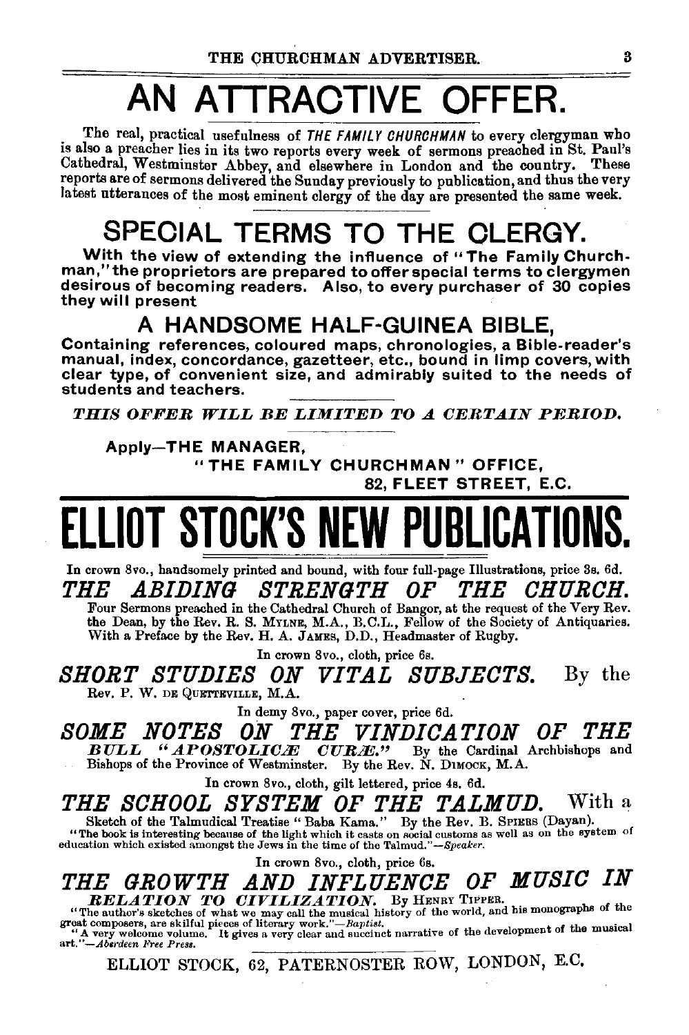# AN ATTRACTIVE OFFER.

The real, practical usefulness of *THE FAMILY CHURCHMAN* to every clergyman who is also a preacher lies in its two reports every week of sermons preached in St. Paul's Cathedral, Westminster Abbey, and elsewhere in London and the country. These reports are of sermons delivered the Sunday previously to publication, and thus the very latest utterances of the most eminent clergy of the day are presented the same week.

## SPECIAL TERMS TO THE CLERGY.

**With the view of extending the influence of "The Family Churchman," the proprietors are prepared to offer special terms to clergymen desirous of becoming readers. Also, to every purchaser of 30 copies they will present**

### A HANDSOME HALF-GUINEA BIBLE,

**Containing references, coloured maps, chronologies, a Bible-reader's manual, index, concordance, gazetteer, etc., bound in limp covers, with clear type, of convenient size, and admirably suited to the needs of students and teachers.**

***THIS OFFER WILL BE LIMITED TO A CERTAIN PERIOD.***

**Apply—THE MANAGER,**
**"THE FAMILY CHURCHMAN" OFFICE,**
**82, FLEET STREET, E.C.**

# ELLIOT STOCK'S NEW PUBLICATIONS.

In crown 8vo., handsomely printed and bound, with four full-page Illustrations, price 3s. 6d.

***THE ABIDING STRENGTH OF THE CHURCH.***

Four Sermons preached in the Cathedral Church of Bangor, at the request of the Very Rev. the Dean, by the Rev. R. S. MYLNE, M.A., B.C.L., Fellow of the Society of Antiquaries. With a Preface by the Rev. H. A. JAMES, D.D., Headmaster of Rugby.

In crown 8vo., cloth, price 6s.

***SHORT STUDIES ON VITAL SUBJECTS.*** By the Rev. P. W. DE QUETTEVILLE, M.A.

In demy 8vo., paper cover, price 6d.

***SOME NOTES ON THE VINDICATION OF THE BULL "APOSTOLICÆ CURÆ."*** By the Cardinal Archbishops and Bishops of the Province of Westminster. By the Rev. N. DIMOCK, M.A.

In crown 8vo., cloth, gilt lettered, price 4s. 6d.

***THE SCHOOL SYSTEM OF THE TALMUD.*** With a Sketch of the Talmudical Treatise "Baba Kama." By the Rev. B. SPIERS (Dayan).

"The book is interesting because of the light which it casts on social customs as well as on the system of education which existed amongst the Jews in the time of the Talmud."—*Speaker.*

In crown 8vo., cloth, price 6s.

***THE GROWTH AND INFLUENCE OF MUSIC IN RELATION TO CIVILIZATION.*** By HENRY TIPPER.

"The author's sketches of what we may call the musical history of the world, and his monographs of the great composers, are skilful pieces of literary work."—*Baptist.*

"A very welcome volume. It gives a very clear and succinct narrative of the development of the musical art."—*Aberdeen Free Press.*

ELLIOT STOCK, 62, PATERNOSTER ROW, LONDON, E.C.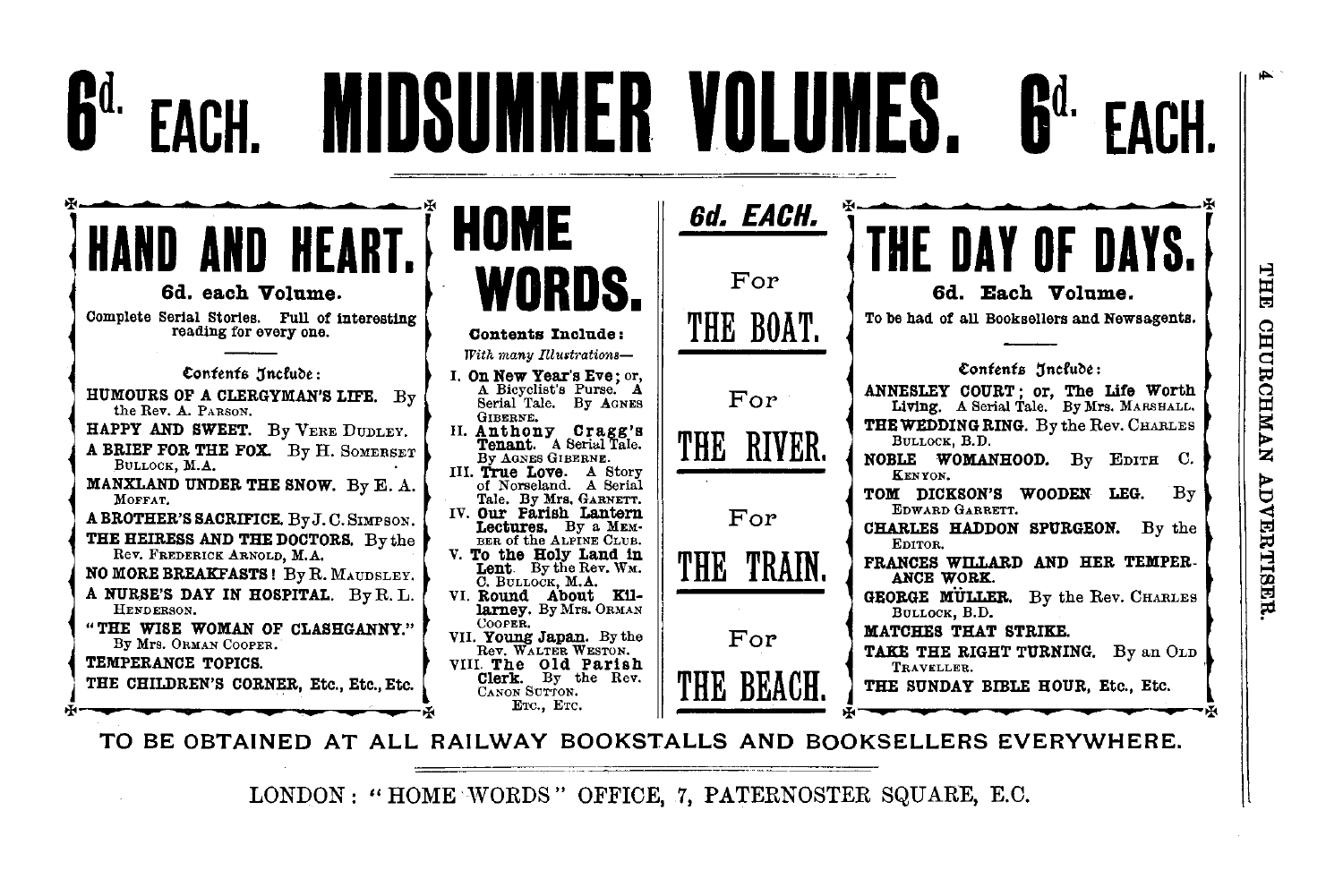# 6d. EACH. MIDSUMMER VOLUMES. 6d. EACH.

## HAND AND HEART.

**6d. each Volume.**

Complete Serial Stories. Full of interesting reading for every one.

**Contents Include:**

**HUMOURS OF A CLERGYMAN'S LIFE.** By the Rev. A. PARSON.
**HAPPY AND SWEET.** By VERE DUDLEY.
**A BRIEF FOR THE FOX.** By H. SOMERSET BULLOCK, M.A.
**MANXLAND UNDER THE SNOW.** By E. A. MOFFAT.
**A BROTHER'S SACRIFICE.** By J. C. SIMPSON.
**THE HEIRESS AND THE DOCTORS.** By the Rev. FREDERICK ARNOLD, M.A.
**NO MORE BREAKFASTS!** By R. MAUDSLEY.
**A NURSE'S DAY IN HOSPITAL.** By R. L. HENDERSON.
**"THE WISE WOMAN OF CLASHGANNY."** By Mrs. ORMAN COOPER.
**TEMPERANCE TOPICS.**
**THE CHILDREN'S CORNER, Etc., Etc., Etc.**

## HOME WORDS.

**Contents Include:**

*With many Illustrations—*

I. **On New Year's Eve**; or, A Bicyclist's Purse. A Serial Tale. By AGNES GIBERNE.
II. **Anthony Cragg's Tenant.** A Serial Tale. By AGNES GIBERNE.
III. **True Love.** A Story of Norseland. A Serial Tale. By Mrs. GARNETT.
IV. **Our Parish Lantern Lectures.** By a MEMBER of the ALPINE CLUB.
V. **To the Holy Land in Lent.** By the Rev. WM. C. BULLOCK, M.A.
VI. **Round About Killarney.** By Mrs. ORMAN COOPER.
VII. **Young Japan.** By the Rev. WALTER WESTON.
VIII. **The Old Parish Clerk.** By the Rev. CANON SUTTON.

ETC., ETC.

## *6d. EACH.*

For
**THE BOAT.**

For
**THE RIVER.**

For
**THE TRAIN.**

For
**THE BEACH.**

## THE DAY OF DAYS.

**6d. Each Volume.**

To be had of all Booksellers and Newsagents.

**Contents Include:**

**ANNESLEY COURT; or, The Life Worth Living.** A Serial Tale. By Mrs. MARSHALL.
**THE WEDDING RING.** By the Rev. CHARLES BULLOCK, B.D.
**NOBLE WOMANHOOD.** By EDITH C. KENYON.
**TOM DICKSON'S WOODEN LEG.** By EDWARD GARRETT.
**CHARLES HADDON SPURGEON.** By the EDITOR.
**FRANCES WILLARD AND HER TEMPERANCE WORK.**
**GEORGE MÜLLER.** By the Rev. CHARLES BULLOCK, B.D.
**MATCHES THAT STRIKE.**
**TAKE THE RIGHT TURNING.** By an OLD TRAVELLER.
**THE SUNDAY BIBLE HOUR, Etc., Etc.**

**TO BE OBTAINED AT ALL RAILWAY BOOKSTALLS AND BOOKSELLERS EVERYWHERE.**

LONDON: "HOME WORDS" OFFICE, 7, PATERNOSTER SQUARE, E.C.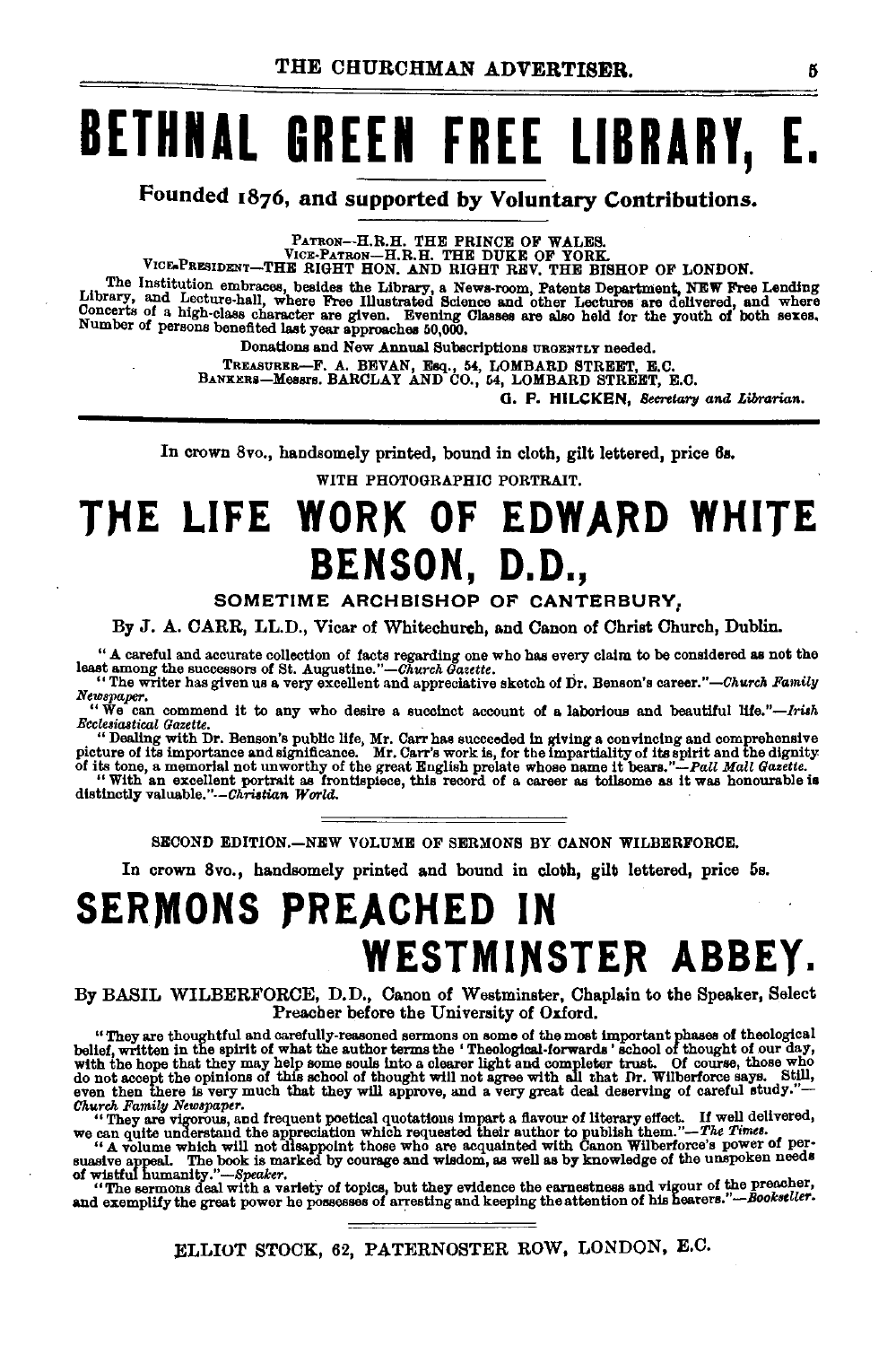# BETHNAL GREEN FREE LIBRARY, E.

**Founded 1876, and supported by Voluntary Contributions.**

PATRON—H.R.H. THE PRINCE OF WALES.
VICE-PATRON—H.R.H. THE DUKE OF YORK.
VICE-PRESIDENT—THE RIGHT HON. AND RIGHT REV. THE BISHOP OF LONDON.

The Institution embraces, besides the Library, a News-room, Patents Department, NEW Free Lending Library, and Lecture-hall, where Free Illustrated Science and other Lectures are delivered, and where Concerts of a high-class character are given. Evening Classes are also held for the youth of both sexes. Number of persons benefited last year approaches 50,000.

Donations and New Annual Subscriptions URGENTLY needed.

TREASURER—F. A. BEVAN, Esq., 54, LOMBARD STREET, E.C.
BANKERS—Messrs. BARCLAY AND CO., 54, LOMBARD STREET, E.C.

G. P. HILCKEN, *Secretary and Librarian.*

---

In crown 8vo., handsomely printed, bound in cloth, gilt lettered, price 6s.

WITH PHOTOGRAPHIC PORTRAIT.

# THE LIFE WORK OF EDWARD WHITE BENSON, D.D.,

## SOMETIME ARCHBISHOP OF CANTERBURY,

By J. A. CARR, LL.D., Vicar of Whitechurch, and Canon of Christ Church, Dublin.

"A careful and accurate collection of facts regarding one who has every claim to be considered as not the least among the successors of St. Augustine."—*Church Gazette.*

"The writer has given us a very excellent and appreciative sketch of Dr. Benson's career."—*Church Family Newspaper.*

"We can commend it to any who desire a succinct account of a laborious and beautiful life."—*Irish Ecclesiastical Gazette.*

"Dealing with Dr. Benson's public life, Mr. Carr has succeeded in giving a convincing and comprehensive picture of its importance and significance. Mr. Carr's work is, for the impartiality of its spirit and the dignity of its tone, a memorial not unworthy of the great English prelate whose name it bears."—*Pall Mall Gazette.*

"With an excellent portrait as frontispiece, this record of a career as toilsome as it was honourable is distinctly valuable."—*Christian World.*

---

SECOND EDITION.—NEW VOLUME OF SERMONS BY CANON WILBERFORCE.

In crown 8vo., handsomely printed and bound in cloth, gilt lettered, price 5s.

# SERMONS PREACHED IN WESTMINSTER ABBEY.

By BASIL WILBERFORCE, D.D., Canon of Westminster, Chaplain to the Speaker, Select Preacher before the University of Oxford.

"They are thoughtful and carefully-reasoned sermons on some of the most important phases of theological belief, written in the spirit of what the author terms the 'Theological-forwards' school of thought of our day, with the hope that they may help some souls into a clearer light and completer trust. Of course, those who do not accept the opinions of this school of thought will not agree with all that Dr. Wilberforce says. Still, even then there is very much that they will approve, and a very great deal deserving of careful study."—*Church Family Newspaper.*

"They are vigorous, and frequent poetical quotations impart a flavour of literary effect. If well delivered, we can quite understand the appreciation which requested their author to publish them."—*The Times.*

"A volume which will not disappoint those who are acquainted with Canon Wilberforce's power of persuasive appeal. The book is marked by courage and wisdom, as well as by knowledge of the unspoken needs of wistful humanity."—*Speaker.*

"The sermons deal with a variety of topics, but they evidence the earnestness and vigour of the preacher, and exemplify the great power he possesses of arresting and keeping the attention of his hearers."—*Bookseller.*

---

ELLIOT STOCK, 62, PATERNOSTER ROW, LONDON, E.C.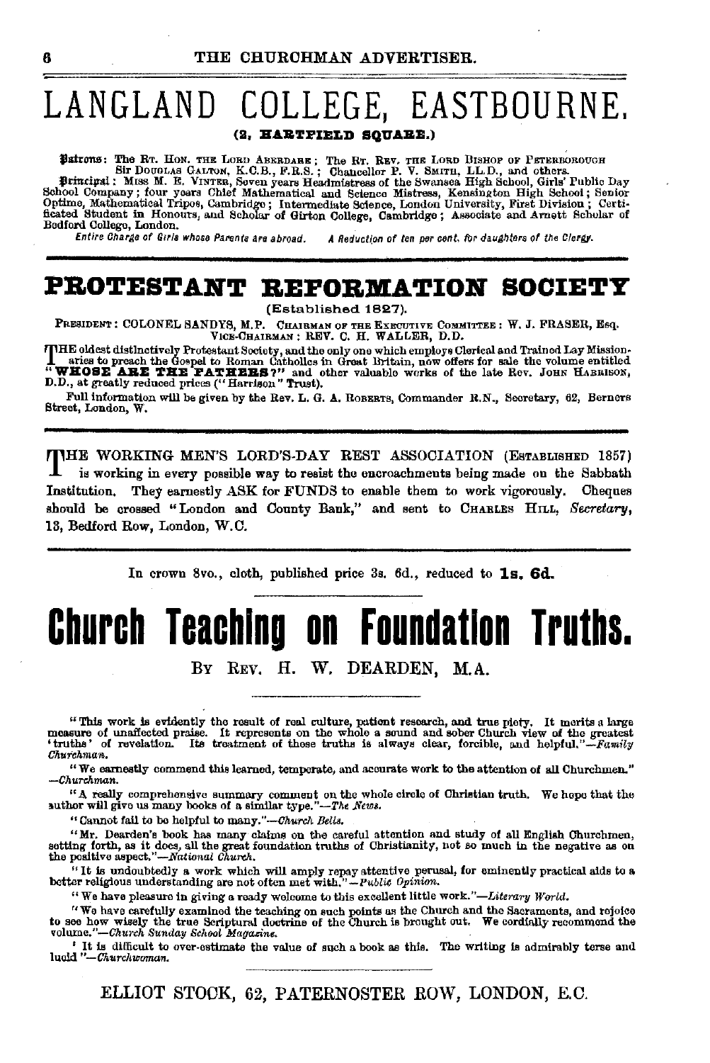# LANGLAND COLLEGE, EASTBOURNE.

**(2, HARTFIELD SQUARE.)**

**Patrons**: The RT. HON. THE LORD ABERDARE; The RT. REV. THE LORD BISHOP OF PETERBOROUGH Sir DOUGLAS GALTON, K.C.B., F.R.S.; Chancellor P. V. SMITH, LL.D., and others.

**Principal**: MISS M. E. VINTER, Seven years Headmistress of the Swansea High School, Girls' Public Day School Company; four years Chief Mathematical and Science Mistress, Kensington High School; Senior Optime, Mathematical Tripos, Cambridge; Intermediate Science, London University, First Division; Certificated Student in Honours, and Scholar of Girton College, Cambridge; Associate and Arnett Scholar of Bedford College, London.

*Entire Charge of Girls whose Parents are abroad. A Reduction of ten per cent. for daughters of the Clergy.*

---

# PROTESTANT REFORMATION SOCIETY

(Established 1827).

PRESIDENT: COLONEL SANDYS, M.P. CHAIRMAN OF THE EXECUTIVE COMMITTEE: W. J. FRASER, Esq. VICE-CHAIRMAN: REV. C. H. WALLER, D.D.

THE oldest distinctively Protestant Society, and the only one which employs Clerical and Trained Lay Missionaries to preach the Gospel to Roman Catholics in Great Britain, now offers for sale the volume entitled "**WHOSE ARE THE FATHERS?**" and other valuable works of the late Rev. JOHN HARRISON, D.D., at greatly reduced prices ("Harrison" Trust).

Full information will be given by the Rev. L. G. A. ROBERTS, Commander R.N., Secretary, 62, Berners Street, London, W.

---

THE WORKING MEN'S LORD'S-DAY REST ASSOCIATION (ESTABLISHED 1857) is working in every possible way to resist the encroachments being made on the Sabbath Institution. They earnestly ASK for FUNDS to enable them to work vigorously. Cheques should be crossed "London and County Bank," and sent to CHARLES HILL, *Secretary*, 13, Bedford Row, London, W.C.

---

In crown 8vo., cloth, published price 3s. 6d., reduced to **1s. 6d.**

# Church Teaching on Foundation Truths.

BY REV. H. W. DEARDEN, M.A.

"This work is evidently the result of real culture, patient research, and true piety. It merits a large measure of unaffected praise. It represents on the whole a sound and sober Church view of the greatest 'truths' of revelation. Its treatment of those truths is always clear, forcible, and helpful."—*Family Churchman.*

"We earnestly commend this learned, temperate, and accurate work to the attention of all Churchmen." —*Churchman.*

"A really comprehensive summary comment on the whole circle of Christian truth. We hope that the author will give us many books of a similar type."—*The News.*

"Cannot fail to be helpful to many."—*Church Bells.*

"Mr. Dearden's book has many claims on the careful attention and study of all English Churchmen, setting forth, as it does, all the great foundation truths of Christianity, not so much in the negative as on the positive aspect."—*National Church.*

"It is undoubtedly a work which will amply repay attentive perusal, for eminently practical aids to a better religious understanding are not often met with."—*Public Opinion.*

"We have pleasure in giving a ready welcome to this excellent little work."—*Literary World.*

"We have carefully examined the teaching on such points as the Church and the Sacraments, and rejoice to see how wisely the true Scriptural doctrine of the Church is brought out. We cordially recommend the volume."—*Church Sunday School Magazine.*

"It is difficult to over-estimate the value of such a book as this. The writing is admirably terse and lucid"—*Churchwoman.*

ELLIOT STOCK, 62, PATERNOSTER ROW, LONDON, E.C.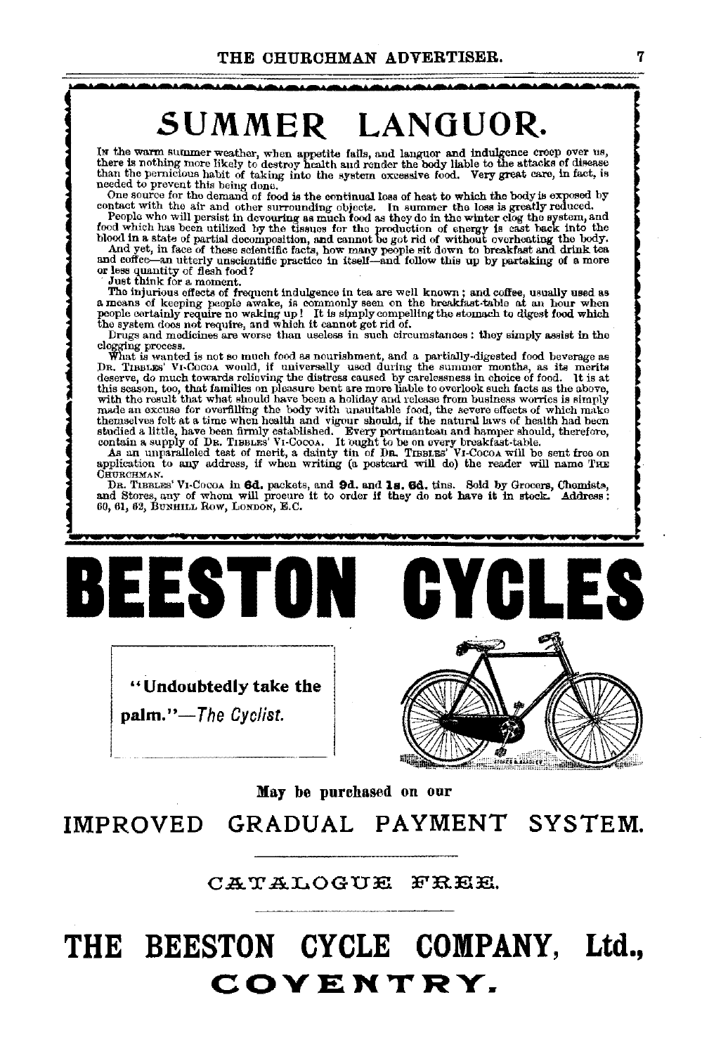# SUMMER LANGUOR.

IN the warm summer weather, when appetite fails, and languor and indulgence creep over us, there is nothing more likely to destroy health and render the body liable to the attacks of disease than the pernicious habit of taking into the system excessive food. Very great care, in fact, is needed to prevent this being done.

One source for the demand of food is the continual loss of heat to which the body is exposed by contact with the air and other surrounding objects. In summer the loss is greatly reduced.

People who will persist in devouring as much food as they do in the winter clog the system, and food which has been utilized by the tissues for the production of energy is cast back into the blood in a state of partial decomposition, and cannot be got rid of without overheating the body.

And yet, in face of these scientific facts, how many people sit down to breakfast and drink tea and coffee—an utterly unscientific practice in itself—and follow this up by partaking of a more or less quantity of flesh food?

Just think for a moment.

The injurious effects of frequent indulgence in tea are well known; and coffee, usually used as a means of keeping people awake, is commonly seen on the breakfast-table at an hour when people certainly require no waking up! It is simply compelling the stomach to digest food which the system does not require, and which it cannot get rid of.

Drugs and medicines are worse than useless in such circumstances: they simply assist in the clogging process.

What is wanted is not so much food as nourishment, and a partially-digested food beverage as DR. TIBBLES' VI-COCOA would, if universally used during the summer months, as its merits deserve, do much towards relieving the distress caused by carelessness in choice of food. It is at this season, too, that families on pleasure bent are more liable to overlook such facts as the above, with the result that what should have been a holiday and release from business worries is simply made an excuse for overfilling the body with unsuitable food, the severe effects of which make themselves felt at a time when health and vigour should, if the natural laws of health had been studied a little, have been firmly established. Every portmanteau and hamper should, therefore, contain a supply of DR. TIBBLES' VI-COCOA. It ought to be on every breakfast-table.

As an unparalleled test of merit, a dainty tin of DR. TIBBLES' VI-COCOA will be sent free on application to any address, if when writing (a postcard will do) the reader will name THE CHURCHMAN.

DR. TIBBLES' VI-COCOA in **6d.** packets, and **9d.** and **1s. 6d.** tins. Sold by Grocers, Chemists, and Stores, any of whom will procure it to order if they do not have it in stock. Address: 60, 61, 62, BUNHILL ROW, LONDON, E.C.

# BEESTON CYCLES

**"Undoubtedly take the palm."**—*The Cyclist.*

**May be purchased on our**

## IMPROVED GRADUAL PAYMENT SYSTEM.

CATALOGUE FREE.

# THE BEESTON CYCLE COMPANY, Ltd., COVENTRY.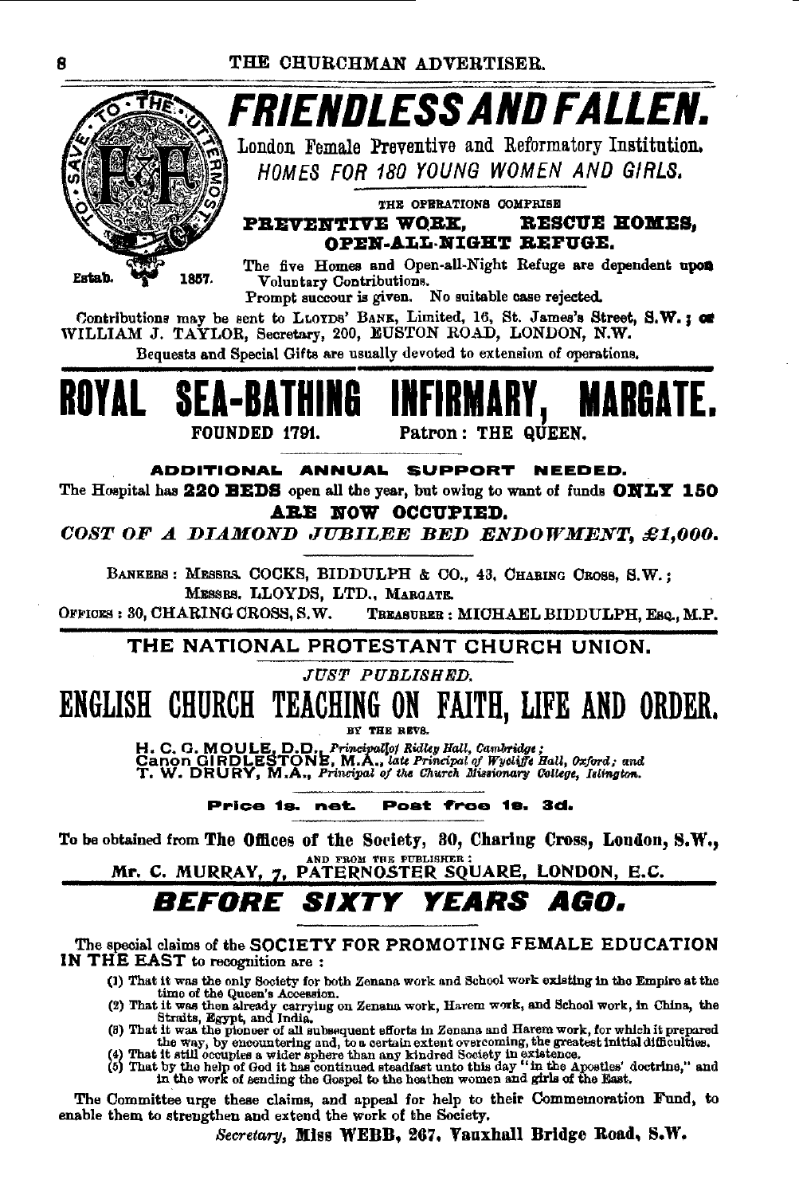# FRIENDLESS AND FALLEN.

London Female Preventive and Reformatory Institution.

*HOMES FOR 180 YOUNG WOMEN AND GIRLS.*

TO SAVE THE UTTERMOST. Estab. 1857.

THE OPERATIONS COMPRISE

**PREVENTIVE WORK, RESCUE HOMES, OPEN-ALL-NIGHT REFUGE.**

The five Homes and Open-all-Night Refuge are dependent upon Voluntary Contributions.

Prompt succour is given. No suitable case rejected.

Contributions may be sent to LLOYDS' BANK, Limited, 16, St. James's Street, S.W.; or WILLIAM J. TAYLOR, Secretary, 200, EUSTON ROAD, LONDON, N.W.

Bequests and Special Gifts are usually devoted to extension of operations.

---

# ROYAL SEA-BATHING INFIRMARY, MARGATE.

FOUNDED 1791. Patron: THE QUEEN.

**ADDITIONAL ANNUAL SUPPORT NEEDED.**

The Hospital has **220 BEDS** open all the year, but owing to want of funds **ONLY 150 ARE NOW OCCUPIED.**

***COST OF A DIAMOND JUBILEE BED ENDOWMENT, £1,000.***

BANKERS: MESSRS. COCKS, BIDDULPH & CO., 43, CHARING CROSS, S.W.; MESSRS. LLOYDS, LTD., MARGATE.

OFFICES: 30, CHARING CROSS, S.W. TREASURER: MICHAEL BIDDULPH, ESQ., M.P.

---

## THE NATIONAL PROTESTANT CHURCH UNION.

*JUST PUBLISHED.*

# ENGLISH CHURCH TEACHING ON FAITH, LIFE AND ORDER.

BY THE REVS.

H. C. G. MOULE, D.D., *Principal of Ridley Hall, Cambridge;*
Canon GIRDLESTONE, M.A., *late Principal of Wycliffe Hall, Oxford; and*
T. W. DRURY, M.A., *Principal of the Church Missionary College, Islington.*

**Price 1s. net. Post free 1s. 3d.**

To be obtained from **The Offices of the Society, 30, Charing Cross, London, S.W.,**
AND FROM THE PUBLISHER:
Mr. C. MURRAY, 7, PATERNOSTER SQUARE, LONDON, E.C.

---

# *BEFORE SIXTY YEARS AGO.*

The special claims of the SOCIETY FOR PROMOTING FEMALE EDUCATION IN THE EAST to recognition are:

(1) That it was the only Society for both Zenana work and School work existing in the Empire at the time of the Queen's Accession.
(2) That it was then already carrying on Zenana work, Harem work, and School work, in China, the Straits, Egypt, and India.
(3) That it was the pioneer of all subsequent efforts in Zenana and Harem work, for which it prepared the way, by encountering and, to a certain extent overcoming, the greatest initial difficulties.
(4) That it still occupies a wider sphere than any kindred Society in existence.
(5) That by the help of God it has continued steadfast unto this day "in the Apostles' doctrine," and in the work of sending the Gospel to the heathen women and girls of the East.

The Committee urge these claims, and appeal for help to their Commemoration Fund, to enable them to strengthen and extend the work of the Society.

*Secretary,* **Miss WEBB, 267, Vauxhall Bridge Road, S.W.**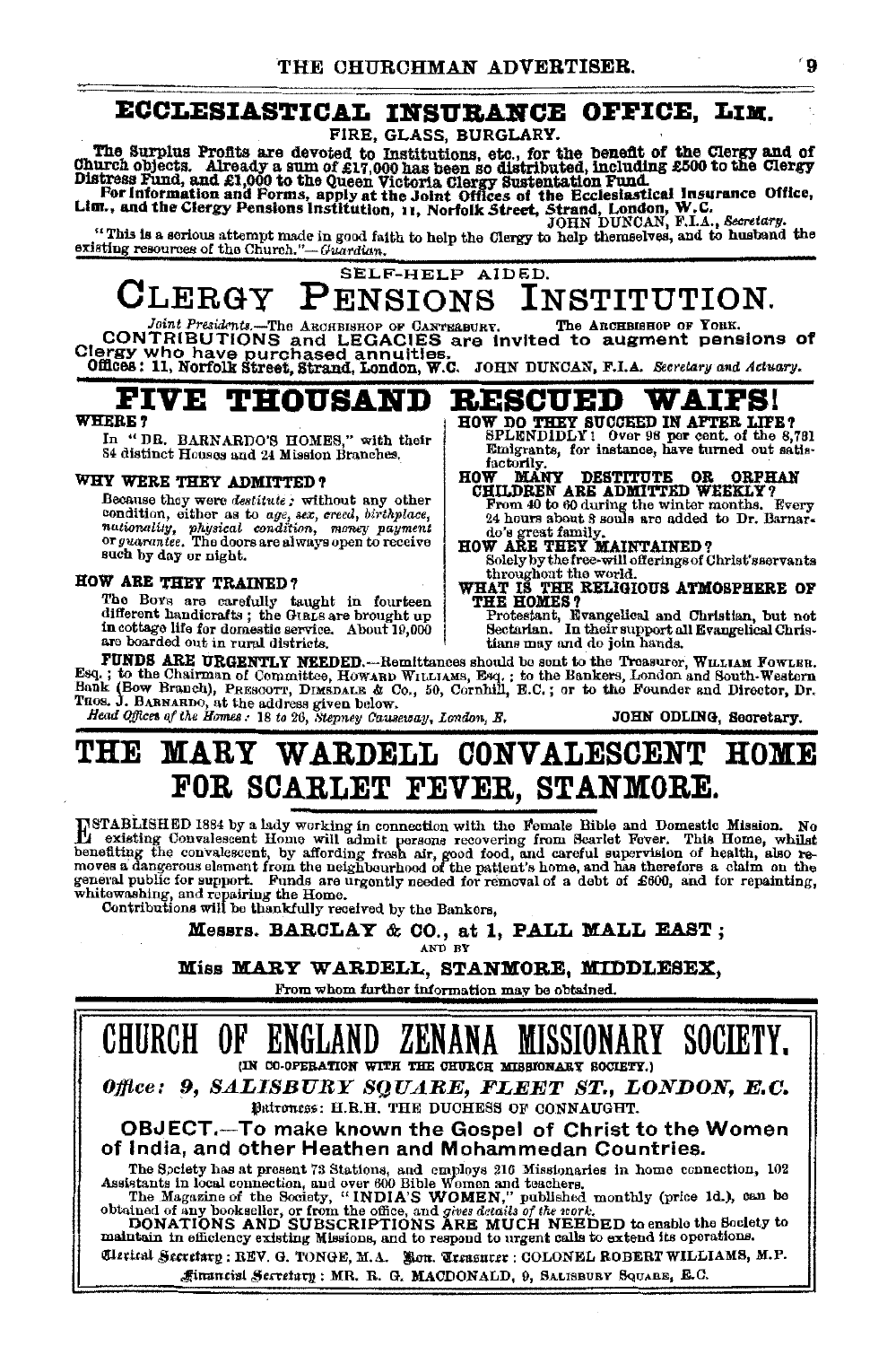## ECCLESIASTICAL INSURANCE OFFICE, LIM.

FIRE, GLASS, BURGLARY.

The Surplus Profits are devoted to Institutions, etc., for the benefit of the Clergy and of Church objects. Already a sum of £17,000 has been so distributed, including £500 to the Clergy Distress Fund, and £1,000 to the Queen Victoria Clergy Sustentation Fund.

For Information and Forms, apply at the Joint Offices of the Ecclesiastical Insurance Office, Lim., and the Clergy Pensions Institution, 11, Norfolk Street, Strand, London, W.C.

JOHN DUNCAN, F.I.A., *Secretary.*

"This is a serious attempt made in good faith to help the Clergy to help themselves, and to husband the existing resources of the Church."—*Guardian.*

---

SELF-HELP AIDED.

## CLERGY PENSIONS INSTITUTION.

*Joint Presidents.*—The ARCHBISHOP OF CANTERBURY. The ARCHBISHOP OF YORK.

CONTRIBUTIONS and LEGACIES are invited to augment pensions of Clergy who have purchased annuities.

Offices: 11, Norfolk Street, Strand, London, W.C. JOHN DUNCAN, F.I.A. *Secretary and Actuary.*

---

## FIVE THOUSAND RESCUED WAIFS!

**WHERE?**

In "DR. BARNARDO'S HOMES," with their 84 distinct Houses and 24 Mission Branches.

**WHY WERE THEY ADMITTED?**

Because they were *destitute*: without any other condition, either as to *age, sex, creed, birthplace, nationality, physical condition, money payment* or *guarantee*. The doors are always open to receive such by day or night.

**HOW ARE THEY TRAINED?**

The BOYS are carefully taught in fourteen different handicrafts; the GIRLS are brought up in cottage life for domestic service. About 10,000 are boarded out in rural districts.

**HOW DO THEY SUCCEED IN AFTER LIFE?**

SPLENDIDLY! Over 98 per cent. of the 8,781 Emigrants, for instance, have turned out satisfactorily.

**HOW MANY DESTITUTE OR ORPHAN CHILDREN ARE ADMITTED WEEKLY?**

From 40 to 60 during the winter months. Every 24 hours about 8 souls are added to Dr. Barnardo's great family.

**HOW ARE THEY MAINTAINED?**

Solely by the free-will offerings of Christ's servants throughout the world.

**WHAT IS THE RELIGIOUS ATMOSPHERE OF THE HOMES?**

Protestant, Evangelical and Christian, but not Sectarian. In their support all Evangelical Christians may and do join hands.

**FUNDS ARE URGENTLY NEEDED.**—Remittances should be sent to the Treasurer, WILLIAM FOWLER, Esq.; to the Chairman of Committee, HOWARD WILLIAMS, Esq.; to the Bankers, London and South-Western Bank (Bow Branch), PRESCOTT, DIMSDALE & Co., 50, Cornhill, E.C.; or to the Founder and Director, Dr. THOS. J. BARNARDO, at the address given below.

*Head Offices of the Homes: 18 to 26, Stepney Causeway, London, E.* JOHN ODLING, Secretary.

---

## THE MARY WARDELL CONVALESCENT HOME FOR SCARLET FEVER, STANMORE.

ESTABLISHED 1884 by a lady working in connection with the Female Bible and Domestic Mission. No existing Convalescent Home will admit persons recovering from Scarlet Fever. This Home, whilst benefiting the convalescent, by affording fresh air, good food, and careful supervision of health, also removes a dangerous element from the neighbourhood of the patient's home, and has therefore a claim on the general public for support. Funds are urgently needed for removal of a debt of £600, and for repainting, whitewashing, and repairing the Home.

Contributions will be thankfully received by the Bankers,

**Messrs. BARCLAY & CO., at 1, PALL MALL EAST;**

AND BY

**Miss MARY WARDELL, STANMORE, MIDDLESEX,**

From whom further information may be obtained.

---

## CHURCH OF ENGLAND ZENANA MISSIONARY SOCIETY.

(IN CO-OPERATION WITH THE CHURCH MISSIONARY SOCIETY.)

***Office: 9, SALISBURY SQUARE, FLEET ST., LONDON, E.C.***

Patroness: H.R.H. THE DUCHESS OF CONNAUGHT.

**OBJECT.—To make known the Gospel of Christ to the Women of India, and other Heathen and Mohammedan Countries.**

The Society has at present 73 Stations, and employs 216 Missionaries in home connection, 102 Assistants in local connection, and over 600 Bible Women and teachers.

The Magazine of the Society, "INDIA'S WOMEN," published monthly (price 1d.), can be obtained of any bookseller, or from the office, and *gives details of the work.*

DONATIONS AND SUBSCRIPTIONS ARE MUCH NEEDED to enable the Society to maintain in efficiency existing Missions, and to respond to urgent calls to extend its operations.

Clerical Secretary: REV. G. TONGE, M.A. Hon. Treasurer: COLONEL ROBERT WILLIAMS, M.P.

Financial Secretary: MR. R. G. MACDONALD, 9, SALISBURY SQUARE, E.C.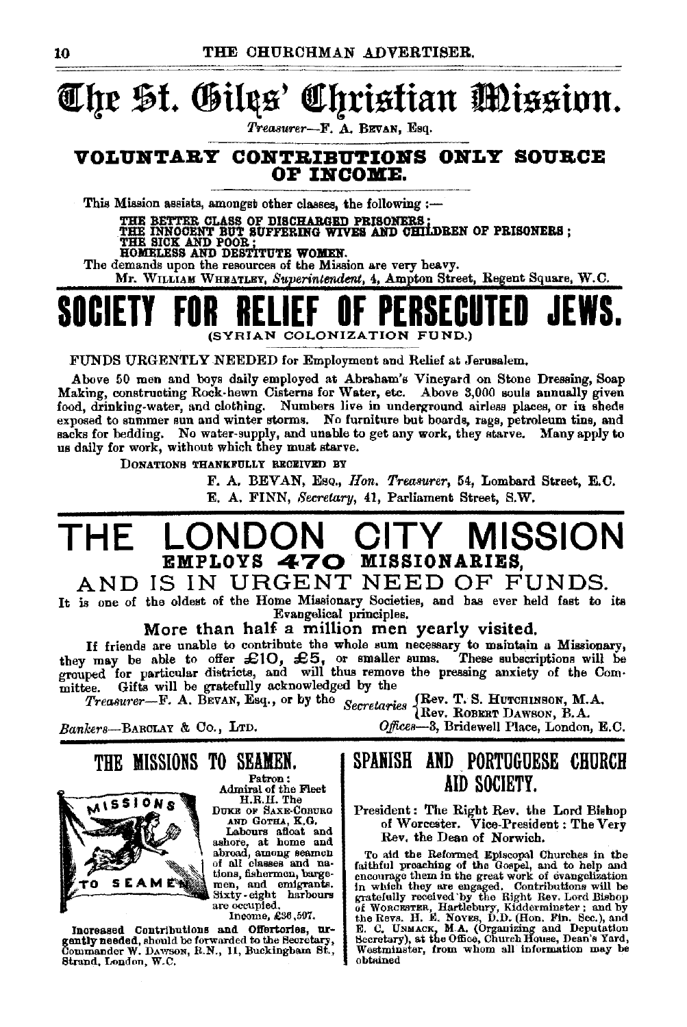# The St. Giles' Christian Mission.

*Treasurer*—F. A. BEVAN, Esq.

## VOLUNTARY CONTRIBUTIONS ONLY SOURCE OF INCOME.

This Mission assists, amongst other classes, the following :—

THE BETTER CLASS OF DISCHARGED PRISONERS ;
THE INNOCENT BUT SUFFERING WIVES AND CHILDREN OF PRISONERS ;
THE SICK AND POOR ;
HOMELESS AND DESTITUTE WOMEN.

The demands upon the resources of the Mission are very heavy.

Mr. WILLIAM WHEATLEY, *Superintendent*, 4, Ampton Street, Regent Square, W.C.

# SOCIETY FOR RELIEF OF PERSECUTED JEWS.

(SYRIAN COLONIZATION FUND.)

FUNDS URGENTLY NEEDED for Employment and Relief at Jerusalem.

Above 50 men and boys daily employed at Abraham's Vineyard on Stone Dressing, Soap Making, constructing Rock-hewn Cisterns for Water, etc. Above 3,000 souls annually given food, drinking-water, and clothing. Numbers live in underground airless places, or in sheds exposed to summer sun and winter storms. No furniture but boards, rags, petroleum tins, and sacks for bedding. No water-supply, and unable to get any work, they starve. Many apply to us daily for work, without which they must starve.

DONATIONS THANKFULLY RECEIVED BY

F. A. BEVAN, ESQ., *Hon. Treasurer*, 54, Lombard Street, E.C.
E. A. FINN, *Secretary*, 41, Parliament Street, S.W.

# THE LONDON CITY MISSION

## EMPLOYS 470 MISSIONARIES, AND IS IN URGENT NEED OF FUNDS.

It is one of the oldest of the Home Missionary Societies, and has ever held fast to its Evangelical principles.

**More than half a million men yearly visited.**

If friends are unable to contribute the whole sum necessary to maintain a Missionary, they may be able to offer £10, £5, or smaller sums. These subscriptions will be grouped for particular districts, and will thus remove the pressing anxiety of the Committee. Gifts will be gratefully acknowledged by the

*Treasurer*—F. A. BEVAN, Esq., or by the *Secretaries* {Rev. T. S. HUTCHINSON, M.A. / Rev. ROBERT DAWSON, B.A.}

*Bankers*—BARCLAY & CO., LTD.
*Offices*—3, Bridewell Place, London, E.C.

## THE MISSIONS TO SEAMEN.

Patron: Admiral of the Fleet H.R.H. The DUKE OF SAXE-COBURG AND GOTHA, K.G.

MISSIONS TO SEAMEN

Labours afloat and ashore, at home and abroad, among seamen of all classes and nations, fishermen, bargemen, and emigrants. Sixty-eight harbours are occupied.

Income, £36,597.

Increased Contributions and Offertories, urgently needed, should be forwarded to the Secretary, Commander W. DAWSON, R.N., 11, Buckingham St., Strand, London, W.C.

## SPANISH AND PORTUGUESE CHURCH AID SOCIETY.

President: The Right Rev. the Lord Bishop of Worcester. Vice-President: The Very Rev. the Dean of Norwich.

To aid the Reformed Episcopal Churches in the faithful preaching of the Gospel, and to help and encourage them in the great work of evangelization in which they are engaged. Contributions will be gratefully received by the Right Rev. Lord Bishop of WORCESTER, Hartlebury, Kidderminster; and by the Revs. H. E. NOYES, D.D. (Hon. Fin. Sec.), and E. C. UNMACK, M.A. (Organizing and Deputation Secretary), at the Office, Church House, Dean's Yard, Westminster, from whom all information may be obtained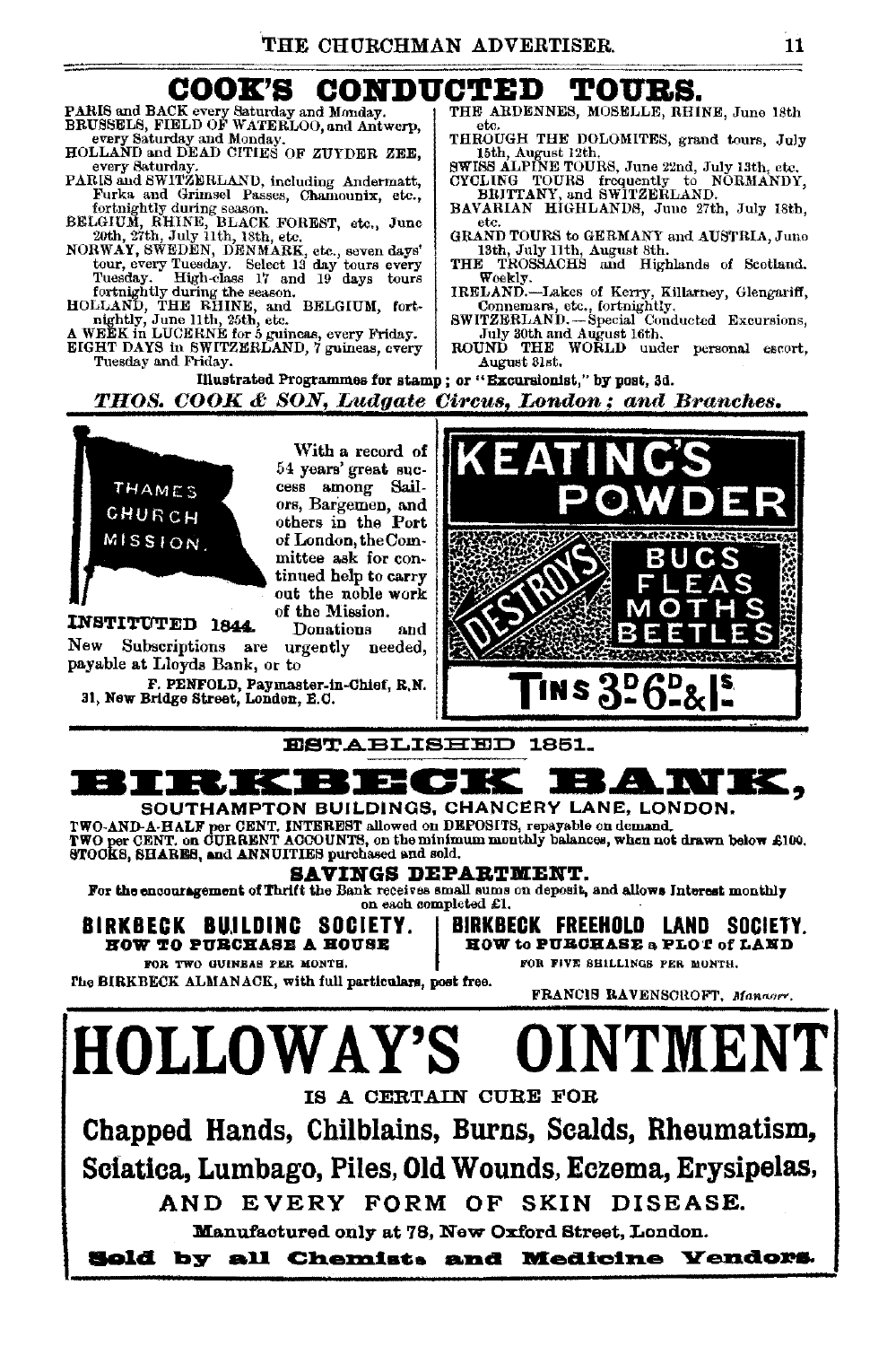# COOK'S CONDUCTED TOURS.

PARIS and BACK every Saturday and Monday.
BRUSSELS, FIELD OF WATERLOO, and Antwerp, every Saturday and Monday.
HOLLAND and DEAD CITIES OF ZUYDER ZEE, every Saturday.
PARIS and SWITZERLAND, including Andermatt, Furka and Grimsel Passes, Chamounix, etc., fortnightly during season.
BELGIUM, RHINE, BLACK FOREST, etc., June 20th, 27th, July 11th, 18th, etc.
NORWAY, SWEDEN, DENMARK, etc., seven days' tour, every Tuesday. Select 13 day tours every Tuesday. High-class 17 and 19 days tours fortnightly during the season.
HOLLAND, THE RHINE, and BELGIUM, fortnightly, June 11th, 25th, etc.
A WEEK in LUCERNE for 5 guineas, every Friday.
EIGHT DAYS in SWITZERLAND, 7 guineas, every Tuesday and Friday.
THE ARDENNES, MOSELLE, RHINE, June 18th etc.
THROUGH THE DOLOMITES, grand tours, July 15th, August 12th.
SWISS ALPINE TOURS, June 22nd, July 13th, etc.
CYCLING TOURS frequently to NORMANDY, BRITTANY, and SWITZERLAND.
BAVARIAN HIGHLANDS, June 27th, July 18th, etc.
GRAND TOURS to GERMANY and AUSTRIA, June 13th, July 11th, August 8th.
THE TROSSACHS and Highlands of Scotland. Weekly.
IRELAND.—Lakes of Kerry, Killarney, Glengariff, Connemara, etc., fortnightly.
SWITZERLAND.—Special Conducted Excursions, July 30th and August 16th.
ROUND THE WORLD under personal escort, August 31st.

**Illustrated Programmes for stamp; or "Excursionist," by post, 3d.**

***THOS. COOK & SON, Ludgate Circus, London; and Branches.***

---

THAMES CHURCH MISSION.

**INSTITUTED 1844.**

With a record of 54 years' great success among Sailors, Bargemen, and others in the Port of London, the Committee ask for continued help to carry out the noble work of the Mission. Donations and New Subscriptions are urgently needed, payable at Lloyds Bank, or to

F. PENFOLD, Paymaster-in-Chief, R.N.
31, New Bridge Street, London, E.C.

---

# KEATING'S POWDER

DESTROYS BUGS FLEAS MOTHS BEETLES

TINS 3D 6D & 1S

---

ESTABLISHED 1851.

# BIRKBECK BANK,

**SOUTHAMPTON BUILDINGS, CHANCERY LANE, LONDON.**

TWO-AND-A-HALF per CENT. INTEREST allowed on DEPOSITS, repayable on demand.
TWO per CENT. on CURRENT ACCOUNTS, on the minimum monthly balances, when not drawn below £100.
STOCKS, SHARES, and ANNUITIES purchased and sold.

## SAVINGS DEPARTMENT.

For the encouragement of Thrift the Bank receives small sums on deposit, and allows Interest monthly on each completed £1.

**BIRKBECK BUILDING SOCIETY.**
**HOW TO PURCHASE A HOUSE**
FOR TWO GUINEAS PER MONTH.

**BIRKBECK FREEHOLD LAND SOCIETY.**
**HOW to PURCHASE a PLOT of LAND**
FOR FIVE SHILLINGS PER MONTH.

The BIRKBECK ALMANACK, with full particulars, post free.

FRANCIS RAVENSCROFT, *Manager.*

---

# HOLLOWAY'S OINTMENT

IS A CERTAIN CURE FOR

**Chapped Hands, Chilblains, Burns, Scalds, Rheumatism, Sciatica, Lumbago, Piles, Old Wounds, Eczema, Erysipelas,**

AND EVERY FORM OF SKIN DISEASE.

Manufactured only at 78, New Oxford Street, London.

**Sold by all Chemists and Medicine Vendors.**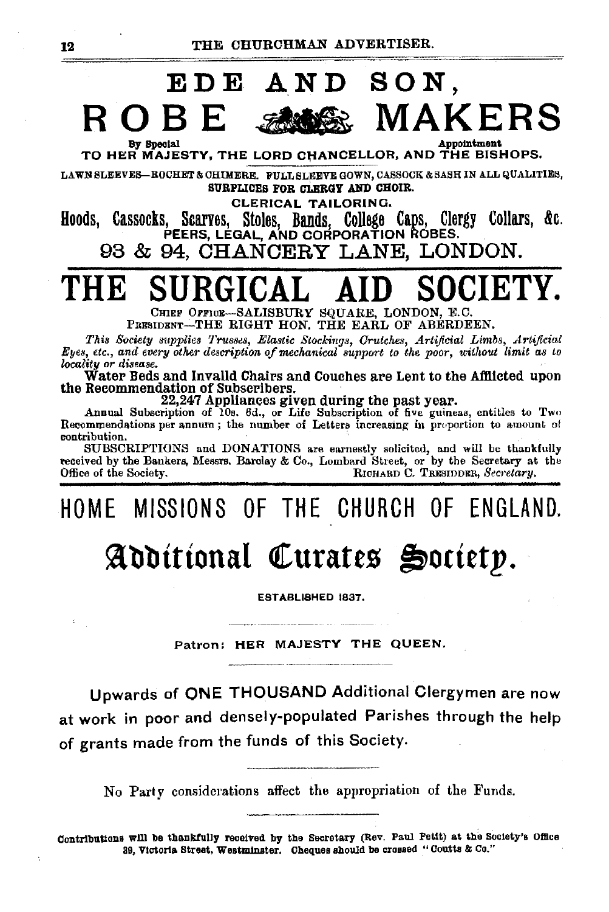# EDE AND SON,

# ROBE MAKERS

By Special Appointment

**TO HER MAJESTY, THE LORD CHANCELLOR, AND THE BISHOPS.**

LAWN SLEEVES—ROCHET & CHIMERE. FULL SLEEVE GOWN, CASSOCK & SASH IN ALL QUALITIES, SURPLICES FOR CLERGY AND CHOIR.

CLERICAL TAILORING.

**Hoods, Cassocks, Scarves, Stoles, Bands, College Caps, Clergy Collars, &c.**

PEERS, LEGAL, AND CORPORATION ROBES.

**93 & 94, CHANCERY LANE, LONDON.**

---

# THE SURGICAL AID SOCIETY.

CHIEF OFFICE—SALISBURY SQUARE, LONDON, E.C.

PRESIDENT—THE RIGHT HON. THE EARL OF ABERDEEN.

*This Society supplies Trusses, Elastic Stockings, Crutches, Artificial Limbs, Artificial Eyes, etc., and every other description of mechanical support to the poor, without limit as to locality or disease.*

**Water Beds and Invalid Chairs and Couches are Lent to the Afflicted upon the Recommendation of Subscribers.**

**22,247 Appliances given during the past year.**

Annual Subscription of 10s. 6d., or Life Subscription of five guineas, entitles to Two Recommendations per annum; the number of Letters increasing in proportion to amount of contribution.

SUBSCRIPTIONS and DONATIONS are earnestly solicited, and will be thankfully received by the Bankers, Messrs. Barclay & Co., Lombard Street, or by the Secretary at the Office of the Society.

RICHARD C. TRESIDDER, *Secretary.*

---

# HOME MISSIONS OF THE CHURCH OF ENGLAND.

# Additional Curates Society.

ESTABLISHED 1837.

Patron: **HER MAJESTY THE QUEEN.**

Upwards of ONE THOUSAND Additional Clergymen are now at work in poor and densely-populated Parishes through the help of grants made from the funds of this Society.

No Party considerations affect the appropriation of the Funds.

Contributions will be thankfully received by the Secretary (Rev. Paul Petit) at the Society's Office 39, Victoria Street, Westminster. Cheques should be crossed "Coutts & Co."